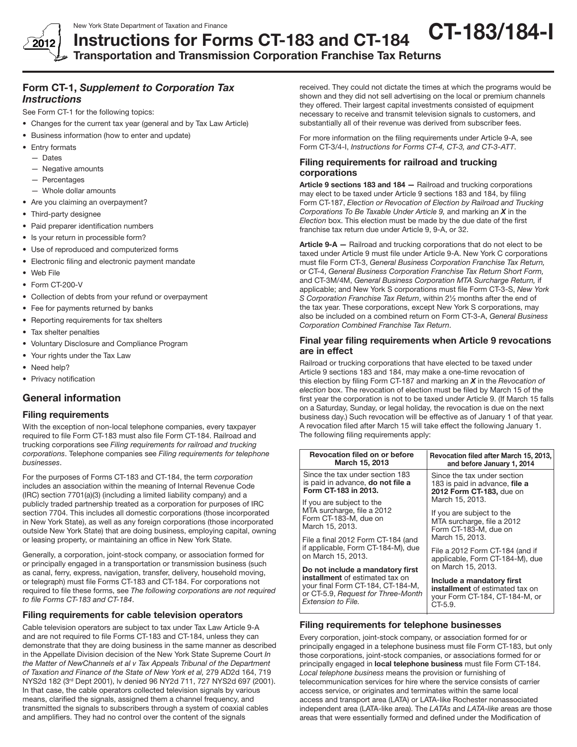New York State Department of Taxation and Finance

2012

# Instructions for Forms CT-183 and CT-184

**CT-183/184-I**

## Transportation and Transmission Corporation Franchise Tax Returns

### Form CT-1, *Supplement to Corporation Tax Instructions*

See Form CT-1 for the following topics:

- Changes for the current tax year (general and by Tax Law Article)
- Business information (how to enter and update)
- Entry formats
  - Dates
  - Negative amounts
  - Percentages
  - Whole dollar amounts
- Are you claiming an overpayment?
- Third-party designee
- Paid preparer identification numbers
- Is your return in processible form?
- Use of reproduced and computerized forms
- Electronic filing and electronic payment mandate
- Web File
- Form CT-200-V
- Collection of debts from your refund or overpayment
- Fee for payments returned by banks
- Reporting requirements for tax shelters
- Tax shelter penalties
- Voluntary Disclosure and Compliance Program
- Your rights under the Tax Law
- Need help?
- Privacy notification

## General information

### Filing requirements

With the exception of non-local telephone companies, every taxpayer required to file Form CT-183 must also file Form CT-184. Railroad and trucking corporations see *Filing requirements for railroad and trucking corporations*. Telephone companies see *Filing requirements for telephone businesses*.

For the purposes of Forms CT-183 and CT-184, the term *corporation* includes an association within the meaning of Internal Revenue Code (IRC) section 7701(a)(3) (including a limited liability company) and a publicly traded partnership treated as a corporation for purposes of IRC section 7704. This includes all domestic corporations (those incorporated in New York State), as well as any foreign corporations (those incorporated outside New York State) that are doing business, employing capital, owning or leasing property, or maintaining an office in New York State.

Generally, a corporation, joint-stock company, or association formed for or principally engaged in a transportation or transmission business (such as canal, ferry, express, navigation, transfer, delivery, household moving, or telegraph) must file Forms CT-183 and CT-184. For corporations not required to file these forms, see *The following corporations are not required to file Forms CT-183 and CT-184*.

### Filing requirements for cable television operators

Cable television operators are subject to tax under Tax Law Article 9-A and are not required to file Forms CT-183 and CT-184, unless they can demonstrate that they are doing business in the same manner as described in the Appellate Division decision of the New York State Supreme Court *In the Matter of NewChannels et al v Tax Appeals Tribunal of the Department of Taxation and Finance of the State of New York et al,* 279 AD2d 164, 719 NYS2d 182 (3rd Dept 2001), lv denied 96 NY2d 711, 727 NYS2d 697 (2001). In that case, the cable operators collected television signals by various means, clarified the signals, assigned them a channel frequency, and transmitted the signals to subscribers through a system of coaxial cables and amplifiers. They had no control over the content of the signals received. They could not dictate the times at which the programs would be shown and they did not sell advertising on the local or premium channels they offered. Their largest capital investments consisted of equipment necessary to receive and transmit television signals to customers, and substantially all of their revenue was derived from subscriber fees.

For more information on the filing requirements under Article 9-A, see Form CT-3/4-I, *Instructions for Forms CT-4, CT-3, and CT-3-ATT*.

### Filing requirements for railroad and trucking corporations

**Article 9 sections 183 and 184 —** Railroad and trucking corporations may elect to be taxed under Article 9 sections 183 and 184, by filing Form CT-187, *Election or Revocation of Election by Railroad and Trucking Corporations To Be Taxable Under Article 9,* and marking an ***X*** in the *Election* box. This election must be made by the due date of the first franchise tax return due under Article 9, 9-A, or 32.

**Article 9-A —** Railroad and trucking corporations that do not elect to be taxed under Article 9 must file under Article 9-A. New York C corporations must file Form CT-3, *General Business Corporation Franchise Tax Return,* or CT-4, *General Business Corporation Franchise Tax Return Short Form,* and CT-3M/4M, *General Business Corporation MTA Surcharge Return,* if applicable; and New York S corporations must file Form CT-3-S, *New York S Corporation Franchise Tax Return*, within 2½ months after the end of the tax year. These corporations, except New York S corporations, may also be included on a combined return on Form CT-3-A, *General Business Corporation Combined Franchise Tax Return*.

### Final year filing requirements when Article 9 revocations are in effect

Railroad or trucking corporations that have elected to be taxed under Article 9 sections 183 and 184, may make a one-time revocation of this election by filing Form CT-187 and marking an ***X*** in the *Revocation of election* box. The revocation of election must be filed by March 15 of the first year the corporation is not to be taxed under Article 9. (If March 15 falls on a Saturday, Sunday, or legal holiday, the revocation is due on the next business day.) Such revocation will be effective as of January 1 of that year. A revocation filed after March 15 will take effect the following January 1. The following filing requirements apply:

| Revocation filed on or before March 15, 2013 | Revocation filed after March 15, 2013, and before January 1, 2014 |
|---|---|
| Since the tax under section 183 is paid in advance, **do not file a Form CT-183 in 2013.** | Since the tax under section 183 is paid in advance, **file a 2012 Form CT-183,** due on March 15, 2013. |
| If you are subject to the MTA surcharge, file a 2012 Form CT-183-M, due on March 15, 2013. | If you are subject to the MTA surcharge, file a 2012 Form CT-183-M, due on March 15, 2013. |
| File a final 2012 Form CT-184 (and if applicable, Form CT-184-M), due on March 15, 2013. | File a 2012 Form CT-184 (and if applicable, Form CT-184-M), due on March 15, 2013. |
| **Do not include a mandatory first installment** of estimated tax on your final Form CT-184, CT-184-M, or CT-5.9, *Request for Three-Month Extension to File.* | **Include a mandatory first installment** of estimated tax on your Form CT-184, CT-184-M, or CT-5.9. |

### Filing requirements for telephone businesses

Every corporation, joint-stock company, or association formed for or principally engaged in a telephone business must file Form CT-183, but only those corporations, joint-stock companies, or associations formed for or principally engaged in **local telephone business** must file Form CT-184. *Local telephone business* means the provision or furnishing of telecommunication services for hire where the service consists of carrier access service, or originates and terminates within the same local access and transport area (LATA) or LATA-like Rochester nonassociated independent area (LATA-like area). The *LATAs* and *LATA-like* areas are those areas that were essentially formed and defined under the Modification of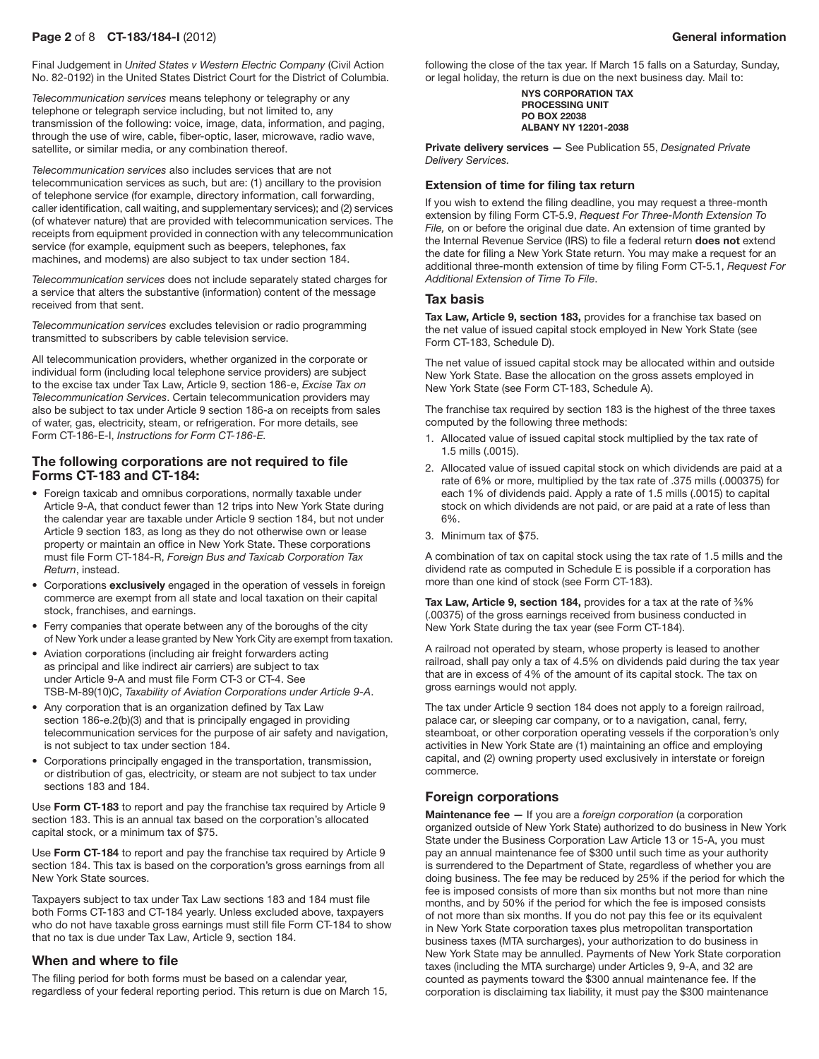Final Judgement in *United States v Western Electric Company* (Civil Action No. 82-0192) in the United States District Court for the District of Columbia.

*Telecommunication services* means telephony or telegraphy or any telephone or telegraph service including, but not limited to, any transmission of the following: voice, image, data, information, and paging, through the use of wire, cable, fiber-optic, laser, microwave, radio wave, satellite, or similar media, or any combination thereof.

*Telecommunication services* also includes services that are not telecommunication services as such, but are: (1) ancillary to the provision of telephone service (for example, directory information, call forwarding, caller identification, call waiting, and supplementary services); and (2) services (of whatever nature) that are provided with telecommunication services. The receipts from equipment provided in connection with any telecommunication service (for example, equipment such as beepers, telephones, fax machines, and modems) are also subject to tax under section 184.

*Telecommunication services* does not include separately stated charges for a service that alters the substantive (information) content of the message received from that sent.

*Telecommunication services* excludes television or radio programming transmitted to subscribers by cable television service.

All telecommunication providers, whether organized in the corporate or individual form (including local telephone service providers) are subject to the excise tax under Tax Law, Article 9, section 186-e, *Excise Tax on Telecommunication Services*. Certain telecommunication providers may also be subject to tax under Article 9 section 186-a on receipts from sales of water, gas, electricity, steam, or refrigeration. For more details, see Form CT-186-E-I, *Instructions for Form CT-186-E.*

## The following corporations are not required to file Forms CT-183 and CT-184:

- Foreign taxicab and omnibus corporations, normally taxable under Article 9-A, that conduct fewer than 12 trips into New York State during the calendar year are taxable under Article 9 section 184, but not under Article 9 section 183, as long as they do not otherwise own or lease property or maintain an office in New York State. These corporations must file Form CT-184-R, *Foreign Bus and Taxicab Corporation Tax Return*, instead.
- Corporations **exclusively** engaged in the operation of vessels in foreign commerce are exempt from all state and local taxation on their capital stock, franchises, and earnings.
- Ferry companies that operate between any of the boroughs of the city of New York under a lease granted by New York City are exempt from taxation.
- Aviation corporations (including air freight forwarders acting as principal and like indirect air carriers) are subject to tax under Article 9-A and must file Form CT-3 or CT-4. See TSB-M-89(10)C, *Taxability of Aviation Corporations under Article 9-A*.
- Any corporation that is an organization defined by Tax Law section 186-e.2(b)(3) and that is principally engaged in providing telecommunication services for the purpose of air safety and navigation, is not subject to tax under section 184.
- Corporations principally engaged in the transportation, transmission, or distribution of gas, electricity, or steam are not subject to tax under sections 183 and 184.

Use **Form CT-183** to report and pay the franchise tax required by Article 9 section 183. This is an annual tax based on the corporation's allocated capital stock, or a minimum tax of $75.

Use **Form CT-184** to report and pay the franchise tax required by Article 9 section 184. This tax is based on the corporation's gross earnings from all New York State sources.

Taxpayers subject to tax under Tax Law sections 183 and 184 must file both Forms CT-183 and CT-184 yearly. Unless excluded above, taxpayers who do not have taxable gross earnings must still file Form CT-184 to show that no tax is due under Tax Law, Article 9, section 184.

## When and where to file

The filing period for both forms must be based on a calendar year, regardless of your federal reporting period. This return is due on March 15, following the close of the tax year. If March 15 falls on a Saturday, Sunday, or legal holiday, the return is due on the next business day. Mail to:

**NYS CORPORATION TAX**
**PROCESSING UNIT**
**PO BOX 22038**
**ALBANY NY 12201-2038**

**Private delivery services —** See Publication 55, *Designated Private Delivery Services.*

### Extension of time for filing tax return

If you wish to extend the filing deadline, you may request a three-month extension by filing Form CT-5.9, *Request For Three-Month Extension To File,* on or before the original due date. An extension of time granted by the Internal Revenue Service (IRS) to file a federal return **does not** extend the date for filing a New York State return. You may make a request for an additional three-month extension of time by filing Form CT-5.1, *Request For Additional Extension of Time To File*.

## Tax basis

**Tax Law, Article 9, section 183,** provides for a franchise tax based on the net value of issued capital stock employed in New York State (see Form CT-183, Schedule D).

The net value of issued capital stock may be allocated within and outside New York State. Base the allocation on the gross assets employed in New York State (see Form CT-183, Schedule A).

The franchise tax required by section 183 is the highest of the three taxes computed by the following three methods:

1. Allocated value of issued capital stock multiplied by the tax rate of 1.5 mills (.0015).
2. Allocated value of issued capital stock on which dividends are paid at a rate of 6% or more, multiplied by the tax rate of .375 mills (.000375) for each 1% of dividends paid. Apply a rate of 1.5 mills (.0015) to capital stock on which dividends are not paid, or are paid at a rate of less than 6%.
3. Minimum tax of $75.

A combination of tax on capital stock using the tax rate of 1.5 mills and the dividend rate as computed in Schedule E is possible if a corporation has more than one kind of stock (see Form CT-183).

**Tax Law, Article 9, section 184,** provides for a tax at the rate of ⅜% (.00375) of the gross earnings received from business conducted in New York State during the tax year (see Form CT-184).

A railroad not operated by steam, whose property is leased to another railroad, shall pay only a tax of 4.5% on dividends paid during the tax year that are in excess of 4% of the amount of its capital stock. The tax on gross earnings would not apply.

The tax under Article 9 section 184 does not apply to a foreign railroad, palace car, or sleeping car company, or to a navigation, canal, ferry, steamboat, or other corporation operating vessels if the corporation's only activities in New York State are (1) maintaining an office and employing capital, and (2) owning property used exclusively in interstate or foreign commerce.

## Foreign corporations

**Maintenance fee —** If you are a *foreign corporation* (a corporation organized outside of New York State) authorized to do business in New York State under the Business Corporation Law Article 13 or 15-A, you must pay an annual maintenance fee of $300 until such time as your authority is surrendered to the Department of State, regardless of whether you are doing business. The fee may be reduced by 25% if the period for which the fee is imposed consists of more than six months but not more than nine months, and by 50% if the period for which the fee is imposed consists of not more than six months. If you do not pay this fee or its equivalent in New York State corporation taxes plus metropolitan transportation business taxes (MTA surcharges), your authorization to do business in New York State may be annulled. Payments of New York State corporation taxes (including the MTA surcharge) under Articles 9, 9-A, and 32 are counted as payments toward the $300 annual maintenance fee. If the corporation is disclaiming tax liability, it must pay the $300 maintenance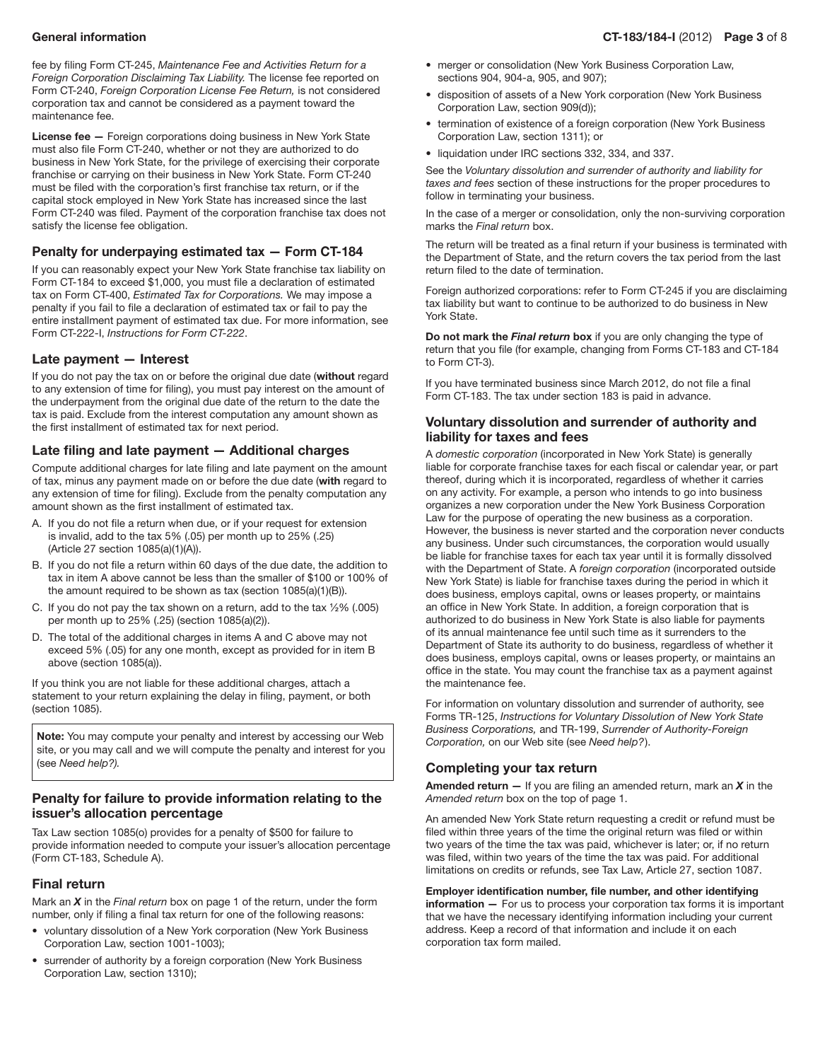fee by filing Form CT-245, *Maintenance Fee and Activities Return for a Foreign Corporation Disclaiming Tax Liability.* The license fee reported on Form CT-240, *Foreign Corporation License Fee Return,* is not considered corporation tax and cannot be considered as a payment toward the maintenance fee.

**License fee —** Foreign corporations doing business in New York State must also file Form CT-240, whether or not they are authorized to do business in New York State, for the privilege of exercising their corporate franchise or carrying on their business in New York State. Form CT-240 must be filed with the corporation's first franchise tax return, or if the capital stock employed in New York State has increased since the last Form CT-240 was filed. Payment of the corporation franchise tax does not satisfy the license fee obligation.

### Penalty for underpaying estimated tax — Form CT-184

If you can reasonably expect your New York State franchise tax liability on Form CT-184 to exceed $1,000, you must file a declaration of estimated tax on Form CT-400, *Estimated Tax for Corporations.* We may impose a penalty if you fail to file a declaration of estimated tax or fail to pay the entire installment payment of estimated tax due. For more information, see Form CT-222-I, *Instructions for Form CT-222*.

### Late payment — Interest

If you do not pay the tax on or before the original due date (**without** regard to any extension of time for filing), you must pay interest on the amount of the underpayment from the original due date of the return to the date the tax is paid. Exclude from the interest computation any amount shown as the first installment of estimated tax for next period.

### Late filing and late payment — Additional charges

Compute additional charges for late filing and late payment on the amount of tax, minus any payment made on or before the due date (**with** regard to any extension of time for filing). Exclude from the penalty computation any amount shown as the first installment of estimated tax.

A. If you do not file a return when due, or if your request for extension is invalid, add to the tax 5% (.05) per month up to 25% (.25) (Article 27 section 1085(a)(1)(A)).
B. If you do not file a return within 60 days of the due date, the addition to tax in item A above cannot be less than the smaller of $100 or 100% of the amount required to be shown as tax (section 1085(a)(1)(B)).
C. If you do not pay the tax shown on a return, add to the tax ½% (.005) per month up to 25% (.25) (section 1085(a)(2)).
D. The total of the additional charges in items A and C above may not exceed 5% (.05) for any one month, except as provided for in item B above (section 1085(a)).

If you think you are not liable for these additional charges, attach a statement to your return explaining the delay in filing, payment, or both (section 1085).

**Note:** You may compute your penalty and interest by accessing our Web site, or you may call and we will compute the penalty and interest for you (see *Need help?).*

### Penalty for failure to provide information relating to the issuer's allocation percentage

Tax Law section 1085(o) provides for a penalty of $500 for failure to provide information needed to compute your issuer's allocation percentage (Form CT-183, Schedule A).

### Final return

Mark an ***X*** in the *Final return* box on page 1 of the return, under the form number, only if filing a final tax return for one of the following reasons:

- voluntary dissolution of a New York corporation (New York Business Corporation Law, section 1001-1003);
- surrender of authority by a foreign corporation (New York Business Corporation Law, section 1310);
- merger or consolidation (New York Business Corporation Law, sections 904, 904-a, 905, and 907);
- disposition of assets of a New York corporation (New York Business Corporation Law, section 909(d));
- termination of existence of a foreign corporation (New York Business Corporation Law, section 1311); or
- liquidation under IRC sections 332, 334, and 337.

See the *Voluntary dissolution and surrender of authority and liability for taxes and fees* section of these instructions for the proper procedures to follow in terminating your business.

In the case of a merger or consolidation, only the non-surviving corporation marks the *Final return* box.

The return will be treated as a final return if your business is terminated with the Department of State, and the return covers the tax period from the last return filed to the date of termination.

Foreign authorized corporations: refer to Form CT-245 if you are disclaiming tax liability but want to continue to be authorized to do business in New York State.

**Do not mark the *Final return* box** if you are only changing the type of return that you file (for example, changing from Forms CT-183 and CT-184 to Form CT-3).

If you have terminated business since March 2012, do not file a final Form CT-183. The tax under section 183 is paid in advance.

### Voluntary dissolution and surrender of authority and liability for taxes and fees

A *domestic corporation* (incorporated in New York State) is generally liable for corporate franchise taxes for each fiscal or calendar year, or part thereof, during which it is incorporated, regardless of whether it carries on any activity. For example, a person who intends to go into business organizes a new corporation under the New York Business Corporation Law for the purpose of operating the new business as a corporation. However, the business is never started and the corporation never conducts any business. Under such circumstances, the corporation would usually be liable for franchise taxes for each tax year until it is formally dissolved with the Department of State. A *foreign corporation* (incorporated outside New York State) is liable for franchise taxes during the period in which it does business, employs capital, owns or leases property, or maintains an office in New York State. In addition, a foreign corporation that is authorized to do business in New York State is also liable for payments of its annual maintenance fee until such time as it surrenders to the Department of State its authority to do business, regardless of whether it does business, employs capital, owns or leases property, or maintains an office in the state. You may count the franchise tax as a payment against the maintenance fee.

For information on voluntary dissolution and surrender of authority, see Forms TR-125, *Instructions for Voluntary Dissolution of New York State Business Corporations,* and TR-199, *Surrender of Authority-Foreign Corporation,* on our Web site (see *Need help?*).

### Completing your tax return

**Amended return —** If you are filing an amended return, mark an ***X*** in the *Amended return* box on the top of page 1.

An amended New York State return requesting a credit or refund must be filed within three years of the time the original return was filed or within two years of the time the tax was paid, whichever is later; or, if no return was filed, within two years of the time the tax was paid. For additional limitations on credits or refunds, see Tax Law, Article 27, section 1087.

**Employer identification number, file number, and other identifying information —** For us to process your corporation tax forms it is important that we have the necessary identifying information including your current address. Keep a record of that information and include it on each corporation tax form mailed.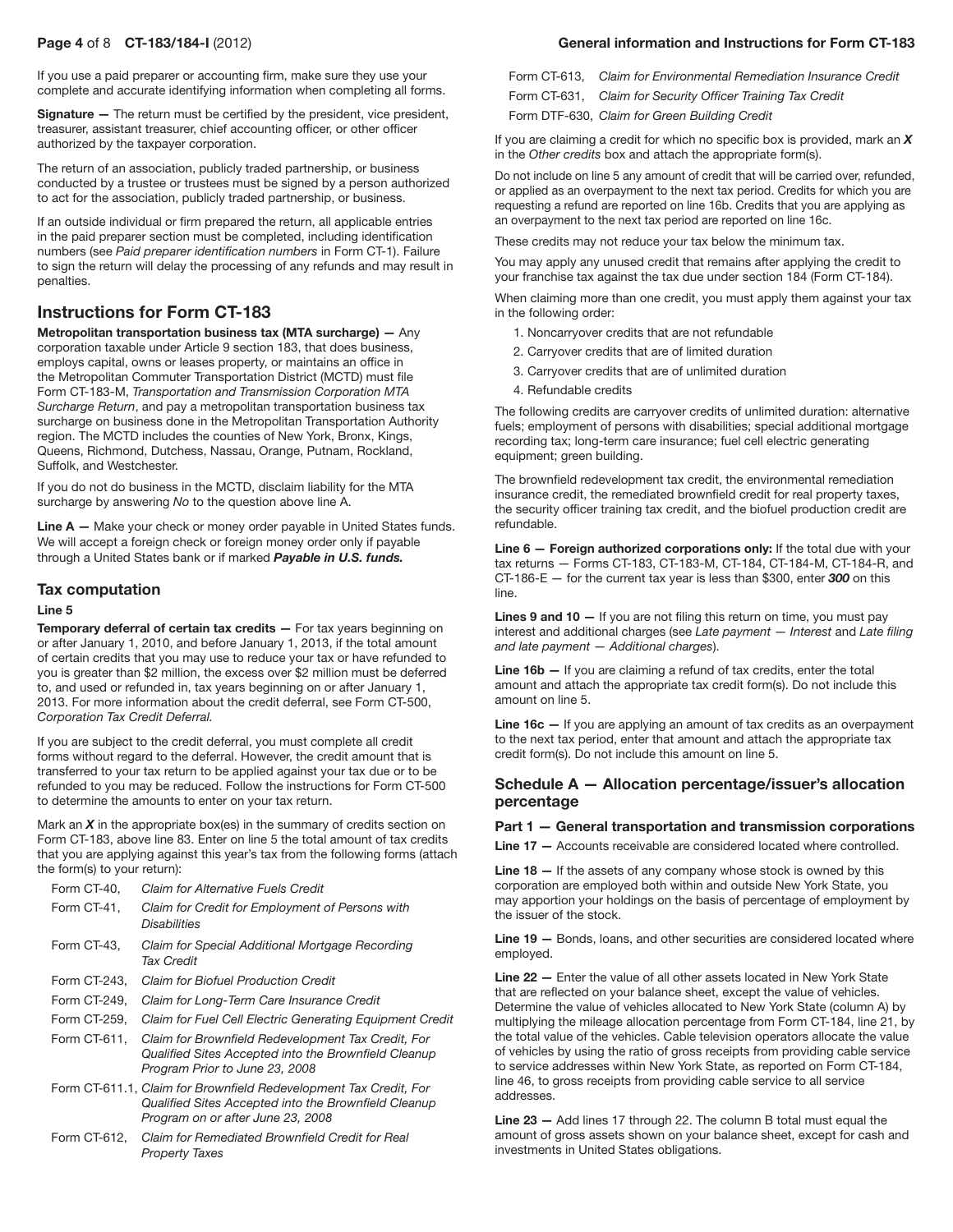If you use a paid preparer or accounting firm, make sure they use your complete and accurate identifying information when completing all forms.

**Signature —** The return must be certified by the president, vice president, treasurer, assistant treasurer, chief accounting officer, or other officer authorized by the taxpayer corporation.

The return of an association, publicly traded partnership, or business conducted by a trustee or trustees must be signed by a person authorized to act for the association, publicly traded partnership, or business.

If an outside individual or firm prepared the return, all applicable entries in the paid preparer section must be completed, including identification numbers (see *Paid preparer identification numbers* in Form CT-1). Failure to sign the return will delay the processing of any refunds and may result in penalties.

## Instructions for Form CT-183

**Metropolitan transportation business tax (MTA surcharge) —** Any corporation taxable under Article 9 section 183, that does business, employs capital, owns or leases property, or maintains an office in the Metropolitan Commuter Transportation District (MCTD) must file Form CT-183-M, *Transportation and Transmission Corporation MTA Surcharge Return*, and pay a metropolitan transportation business tax surcharge on business done in the Metropolitan Transportation Authority region. The MCTD includes the counties of New York, Bronx, Kings, Queens, Richmond, Dutchess, Nassau, Orange, Putnam, Rockland, Suffolk, and Westchester.

If you do not do business in the MCTD, disclaim liability for the MTA surcharge by answering *No* to the question above line A.

**Line A —** Make your check or money order payable in United States funds. We will accept a foreign check or foreign money order only if payable through a United States bank or if marked ***Payable in U.S. funds.***

### Tax computation

#### Line 5

**Temporary deferral of certain tax credits —** For tax years beginning on or after January 1, 2010, and before January 1, 2013, if the total amount of certain credits that you may use to reduce your tax or have refunded to you is greater than $2 million, the excess over $2 million must be deferred to, and used or refunded in, tax years beginning on or after January 1, 2013. For more information about the credit deferral, see Form CT-500, *Corporation Tax Credit Deferral.*

If you are subject to the credit deferral, you must complete all credit forms without regard to the deferral. However, the credit amount that is transferred to your tax return to be applied against your tax due or to be refunded to you may be reduced. Follow the instructions for Form CT-500 to determine the amounts to enter on your tax return.

Mark an ***X*** in the appropriate box(es) in the summary of credits section on Form CT-183, above line 83. Enter on line 5 the total amount of tax credits that you are applying against this year's tax from the following forms (attach the form(s) to your return):

- Form CT-40, *Claim for Alternative Fuels Credit*
- Form CT-41, *Claim for Credit for Employment of Persons with Disabilities*
- Form CT-43, *Claim for Special Additional Mortgage Recording Tax Credit*
- Form CT-243, *Claim for Biofuel Production Credit*
- Form CT-249, *Claim for Long-Term Care Insurance Credit*
- Form CT-259, *Claim for Fuel Cell Electric Generating Equipment Credit*
- Form CT-611, *Claim for Brownfield Redevelopment Tax Credit, For Qualified Sites Accepted into the Brownfield Cleanup Program Prior to June 23, 2008*
- Form CT-611.1, *Claim for Brownfield Redevelopment Tax Credit, For Qualified Sites Accepted into the Brownfield Cleanup Program on or after June 23, 2008*
- Form CT-612, *Claim for Remediated Brownfield Credit for Real Property Taxes*
- Form CT-613, *Claim for Environmental Remediation Insurance Credit*
- Form CT-631, *Claim for Security Officer Training Tax Credit*
- Form DTF-630, *Claim for Green Building Credit*

If you are claiming a credit for which no specific box is provided, mark an ***X*** in the *Other credits* box and attach the appropriate form(s).

Do not include on line 5 any amount of credit that will be carried over, refunded, or applied as an overpayment to the next tax period. Credits for which you are requesting a refund are reported on line 16b. Credits that you are applying as an overpayment to the next tax period are reported on line 16c.

These credits may not reduce your tax below the minimum tax.

You may apply any unused credit that remains after applying the credit to your franchise tax against the tax due under section 184 (Form CT-184).

When claiming more than one credit, you must apply them against your tax in the following order:

1. Noncarryover credits that are not refundable
2. Carryover credits that are of limited duration
3. Carryover credits that are of unlimited duration
4. Refundable credits

The following credits are carryover credits of unlimited duration: alternative fuels; employment of persons with disabilities; special additional mortgage recording tax; long-term care insurance; fuel cell electric generating equipment; green building.

The brownfield redevelopment tax credit, the environmental remediation insurance credit, the remediated brownfield credit for real property taxes, the security officer training tax credit, and the biofuel production credit are refundable.

**Line 6 — Foreign authorized corporations only:** If the total due with your tax returns — Forms CT-183, CT-183-M, CT-184, CT-184-M, CT-184-R, and CT-186-E — for the current tax year is less than $300, enter ***300*** on this line.

**Lines 9 and 10 —** If you are not filing this return on time, you must pay interest and additional charges (see *Late payment — Interest* and *Late filing and late payment — Additional charges*).

**Line 16b —** If you are claiming a refund of tax credits, enter the total amount and attach the appropriate tax credit form(s). Do not include this amount on line 5.

**Line 16c —** If you are applying an amount of tax credits as an overpayment to the next tax period, enter that amount and attach the appropriate tax credit form(s). Do not include this amount on line 5.

## Schedule A — Allocation percentage/issuer's allocation percentage

### Part 1 — General transportation and transmission corporations

**Line 17 —** Accounts receivable are considered located where controlled.

**Line 18 —** If the assets of any company whose stock is owned by this corporation are employed both within and outside New York State, you may apportion your holdings on the basis of percentage of employment by the issuer of the stock.

**Line 19 —** Bonds, loans, and other securities are considered located where employed.

**Line 22 —** Enter the value of all other assets located in New York State that are reflected on your balance sheet, except the value of vehicles. Determine the value of vehicles allocated to New York State (column A) by multiplying the mileage allocation percentage from Form CT-184, line 21, by the total value of the vehicles. Cable television operators allocate the value of vehicles by using the ratio of gross receipts from providing cable service to service addresses within New York State, as reported on Form CT-184, line 46, to gross receipts from providing cable service to all service addresses.

**Line 23 —** Add lines 17 through 22. The column B total must equal the amount of gross assets shown on your balance sheet, except for cash and investments in United States obligations.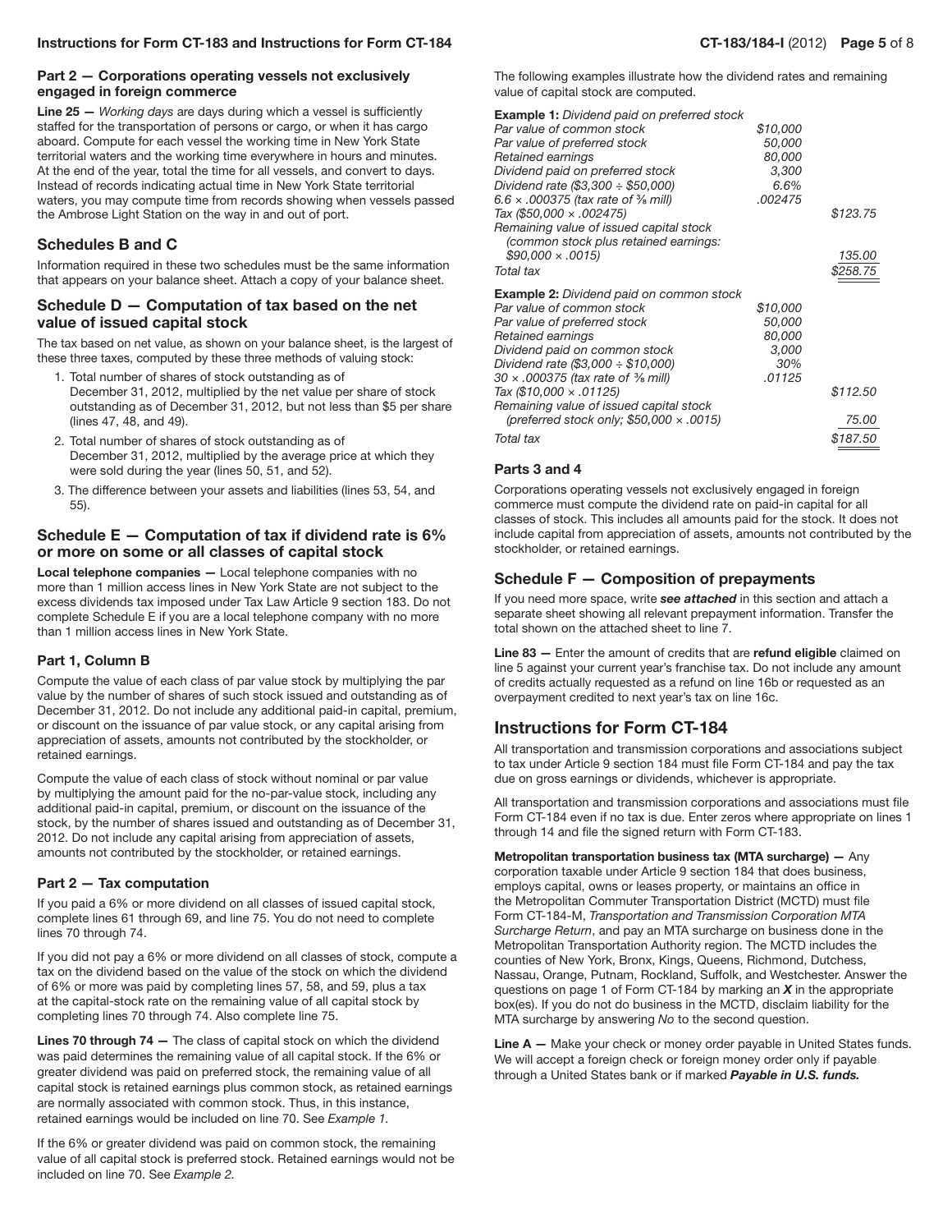### Part 2 — Corporations operating vessels not exclusively engaged in foreign commerce

**Line 25 —** *Working days* are days during which a vessel is sufficiently staffed for the transportation of persons or cargo, or when it has cargo aboard. Compute for each vessel the working time in New York State territorial waters and the working time everywhere in hours and minutes. At the end of the year, total the time for all vessels, and convert to days. Instead of records indicating actual time in New York State territorial waters, you may compute time from records showing when vessels passed the Ambrose Light Station on the way in and out of port.

## Schedules B and C

Information required in these two schedules must be the same information that appears on your balance sheet. Attach a copy of your balance sheet.

## Schedule D — Computation of tax based on the net value of issued capital stock

The tax based on net value, as shown on your balance sheet, is the largest of these three taxes, computed by these three methods of valuing stock:

1. Total number of shares of stock outstanding as of December 31, 2012, multiplied by the net value per share of stock outstanding as of December 31, 2012, but not less than $5 per share (lines 47, 48, and 49).
2. Total number of shares of stock outstanding as of December 31, 2012, multiplied by the average price at which they were sold during the year (lines 50, 51, and 52).
3. The difference between your assets and liabilities (lines 53, 54, and 55).

## Schedule E — Computation of tax if dividend rate is 6% or more on some or all classes of capital stock

**Local telephone companies —** Local telephone companies with no more than 1 million access lines in New York State are not subject to the excess dividends tax imposed under Tax Law Article 9 section 183. Do not complete Schedule E if you are a local telephone company with no more than 1 million access lines in New York State.

### Part 1, Column B

Compute the value of each class of par value stock by multiplying the par value by the number of shares of such stock issued and outstanding as of December 31, 2012. Do not include any additional paid-in capital, premium, or discount on the issuance of par value stock, or any capital arising from appreciation of assets, amounts not contributed by the stockholder, or retained earnings.

Compute the value of each class of stock without nominal or par value by multiplying the amount paid for the no-par-value stock, including any additional paid-in capital, premium, or discount on the issuance of the stock, by the number of shares issued and outstanding as of December 31, 2012. Do not include any capital arising from appreciation of assets, amounts not contributed by the stockholder, or retained earnings.

### Part 2 — Tax computation

If you paid a 6% or more dividend on all classes of issued capital stock, complete lines 61 through 69, and line 75. You do not need to complete lines 70 through 74.

If you did not pay a 6% or more dividend on all classes of stock, compute a tax on the dividend based on the value of the stock on which the dividend of 6% or more was paid by completing lines 57, 58, and 59, plus a tax at the capital-stock rate on the remaining value of all capital stock by completing lines 70 through 74. Also complete line 75.

**Lines 70 through 74 —** The class of capital stock on which the dividend was paid determines the remaining value of all capital stock. If the 6% or greater dividend was paid on preferred stock, the remaining value of all capital stock is retained earnings plus common stock, as retained earnings are normally associated with common stock. Thus, in this instance, retained earnings would be included on line 70. See *Example 1.*

If the 6% or greater dividend was paid on common stock, the remaining value of all capital stock is preferred stock. Retained earnings would not be included on line 70. See *Example 2.*

The following examples illustrate how the dividend rates and remaining value of capital stock are computed.

| **Example 1:** *Dividend paid on preferred stock* | | |
|---|---|---|
| *Par value of common stock* | *$10,000* | |
| *Par value of preferred stock* | *50,000* | |
| *Retained earnings* | *80,000* | |
| *Dividend paid on preferred stock* | *3,300* | |
| *Dividend rate ($3,300 ÷ $50,000)* | *6.6%* | |
| *6.6 × .000375 (tax rate of ⅜ mill)* | *.002475* | |
| *Tax ($50,000 × .002475)* | | *$123.75* |
| *Remaining value of issued capital stock (common stock plus retained earnings: $90,000 × .0015)* | | *135.00* |
| *Total tax* | | *$258.75* |

| **Example 2:** *Dividend paid on common stock* | | |
|---|---|---|
| *Par value of common stock* | *$10,000* | |
| *Par value of preferred stock* | *50,000* | |
| *Retained earnings* | *80,000* | |
| *Dividend paid on common stock* | *3,000* | |
| *Dividend rate ($3,000 ÷ $10,000)* | *30%* | |
| *30 × .000375 (tax rate of ⅜ mill)* | *.01125* | |
| *Tax ($10,000 × .01125)* | | *$112.50* |
| *Remaining value of issued capital stock (preferred stock only; $50,000 × .0015)* | | *75.00* |
| *Total tax* | | *$187.50* |

### Parts 3 and 4

Corporations operating vessels not exclusively engaged in foreign commerce must compute the dividend rate on paid-in capital for all classes of stock. This includes all amounts paid for the stock. It does not include capital from appreciation of assets, amounts not contributed by the stockholder, or retained earnings.

## Schedule F — Composition of prepayments

If you need more space, write ***see attached*** in this section and attach a separate sheet showing all relevant prepayment information. Transfer the total shown on the attached sheet to line 7.

**Line 83 —** Enter the amount of credits that are **refund eligible** claimed on line 5 against your current year's franchise tax. Do not include any amount of credits actually requested as a refund on line 16b or requested as an overpayment credited to next year's tax on line 16c.

# Instructions for Form CT-184

All transportation and transmission corporations and associations subject to tax under Article 9 section 184 must file Form CT-184 and pay the tax due on gross earnings or dividends, whichever is appropriate.

All transportation and transmission corporations and associations must file Form CT-184 even if no tax is due. Enter zeros where appropriate on lines 1 through 14 and file the signed return with Form CT-183.

**Metropolitan transportation business tax (MTA surcharge) —** Any corporation taxable under Article 9 section 184 that does business, employs capital, owns or leases property, or maintains an office in the Metropolitan Commuter Transportation District (MCTD) must file Form CT-184-M, *Transportation and Transmission Corporation MTA Surcharge Return*, and pay an MTA surcharge on business done in the Metropolitan Transportation Authority region. The MCTD includes the counties of New York, Bronx, Kings, Queens, Richmond, Dutchess, Nassau, Orange, Putnam, Rockland, Suffolk, and Westchester. Answer the questions on page 1 of Form CT-184 by marking an ***X*** in the appropriate box(es). If you do not do business in the MCTD, disclaim liability for the MTA surcharge by answering *No* to the second question.

**Line A —** Make your check or money order payable in United States funds. We will accept a foreign check or foreign money order only if payable through a United States bank or if marked ***Payable in U.S. funds.***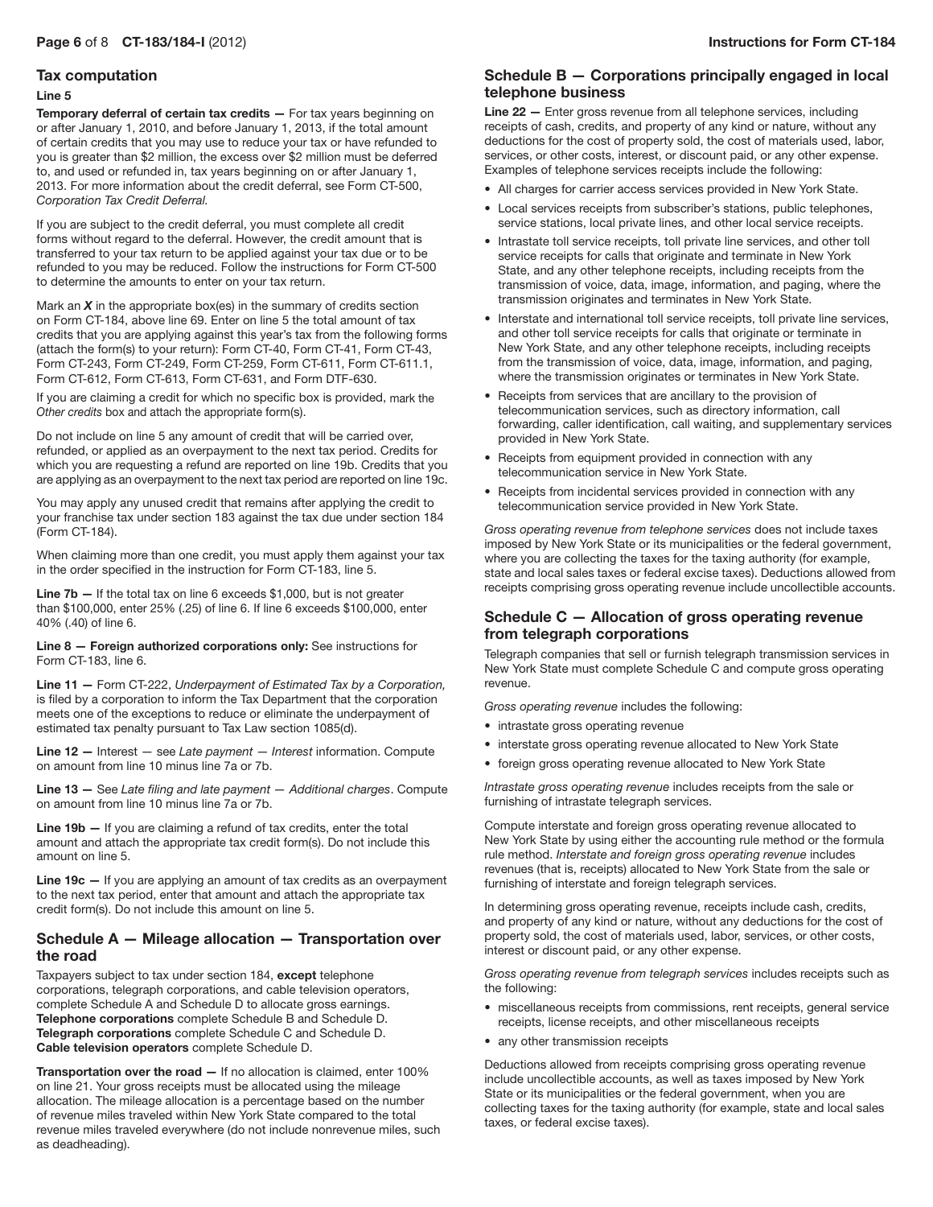## Tax computation

**Line 5**

**Temporary deferral of certain tax credits —** For tax years beginning on or after January 1, 2010, and before January 1, 2013, if the total amount of certain credits that you may use to reduce your tax or have refunded to you is greater than $2 million, the excess over $2 million must be deferred to, and used or refunded in, tax years beginning on or after January 1, 2013. For more information about the credit deferral, see Form CT-500, *Corporation Tax Credit Deferral.*

If you are subject to the credit deferral, you must complete all credit forms without regard to the deferral. However, the credit amount that is transferred to your tax return to be applied against your tax due or to be refunded to you may be reduced. Follow the instructions for Form CT-500 to determine the amounts to enter on your tax return.

Mark an ***X*** in the appropriate box(es) in the summary of credits section on Form CT-184, above line 69. Enter on line 5 the total amount of tax credits that you are applying against this year's tax from the following forms (attach the form(s) to your return): Form CT-40, Form CT-41, Form CT-43, Form CT-243, Form CT-249, Form CT-259, Form CT-611, Form CT-611.1, Form CT-612, Form CT-613, Form CT-631, and Form DTF-630.

If you are claiming a credit for which no specific box is provided, mark the *Other credits* box and attach the appropriate form(s).

Do not include on line 5 any amount of credit that will be carried over, refunded, or applied as an overpayment to the next tax period. Credits for which you are requesting a refund are reported on line 19b. Credits that you are applying as an overpayment to the next tax period are reported on line 19c.

You may apply any unused credit that remains after applying the credit to your franchise tax under section 183 against the tax due under section 184 (Form CT-184).

When claiming more than one credit, you must apply them against your tax in the order specified in the instruction for Form CT-183, line 5.

**Line 7b —** If the total tax on line 6 exceeds $1,000, but is not greater than $100,000, enter 25% (.25) of line 6. If line 6 exceeds $100,000, enter 40% (.40) of line 6.

**Line 8 — Foreign authorized corporations only:** See instructions for Form CT-183, line 6.

**Line 11 —** Form CT-222, *Underpayment of Estimated Tax by a Corporation,* is filed by a corporation to inform the Tax Department that the corporation meets one of the exceptions to reduce or eliminate the underpayment of estimated tax penalty pursuant to Tax Law section 1085(d).

**Line 12 —** Interest — see *Late payment — Interest* information. Compute on amount from line 10 minus line 7a or 7b.

**Line 13 —** See *Late filing and late payment — Additional charges*. Compute on amount from line 10 minus line 7a or 7b.

**Line 19b —** If you are claiming a refund of tax credits, enter the total amount and attach the appropriate tax credit form(s). Do not include this amount on line 5.

**Line 19c —** If you are applying an amount of tax credits as an overpayment to the next tax period, enter that amount and attach the appropriate tax credit form(s). Do not include this amount on line 5.

## Schedule A — Mileage allocation — Transportation over the road

Taxpayers subject to tax under section 184, **except** telephone corporations, telegraph corporations, and cable television operators, complete Schedule A and Schedule D to allocate gross earnings.
**Telephone corporations** complete Schedule B and Schedule D.
**Telegraph corporations** complete Schedule C and Schedule D.
**Cable television operators** complete Schedule D.

**Transportation over the road —** If no allocation is claimed, enter 100% on line 21. Your gross receipts must be allocated using the mileage allocation. The mileage allocation is a percentage based on the number of revenue miles traveled within New York State compared to the total revenue miles traveled everywhere (do not include nonrevenue miles, such as deadheading).

## Schedule B — Corporations principally engaged in local telephone business

**Line 22 —** Enter gross revenue from all telephone services, including receipts of cash, credits, and property of any kind or nature, without any deductions for the cost of property sold, the cost of materials used, labor, services, or other costs, interest, or discount paid, or any other expense. Examples of telephone services receipts include the following:

- All charges for carrier access services provided in New York State.
- Local services receipts from subscriber's stations, public telephones, service stations, local private lines, and other local service receipts.
- Intrastate toll service receipts, toll private line services, and other toll service receipts for calls that originate and terminate in New York State, and any other telephone receipts, including receipts from the transmission of voice, data, image, information, and paging, where the transmission originates and terminates in New York State.
- Interstate and international toll service receipts, toll private line services, and other toll service receipts for calls that originate or terminate in New York State, and any other telephone receipts, including receipts from the transmission of voice, data, image, information, and paging, where the transmission originates or terminates in New York State.
- Receipts from services that are ancillary to the provision of telecommunication services, such as directory information, call forwarding, caller identification, call waiting, and supplementary services provided in New York State.
- Receipts from equipment provided in connection with any telecommunication service in New York State.
- Receipts from incidental services provided in connection with any telecommunication service provided in New York State.

*Gross operating revenue from telephone services* does not include taxes imposed by New York State or its municipalities or the federal government, where you are collecting the taxes for the taxing authority (for example, state and local sales taxes or federal excise taxes). Deductions allowed from receipts comprising gross operating revenue include uncollectible accounts.

## Schedule C — Allocation of gross operating revenue from telegraph corporations

Telegraph companies that sell or furnish telegraph transmission services in New York State must complete Schedule C and compute gross operating revenue.

*Gross operating revenue* includes the following:

- intrastate gross operating revenue
- interstate gross operating revenue allocated to New York State
- foreign gross operating revenue allocated to New York State

*Intrastate gross operating revenue* includes receipts from the sale or furnishing of intrastate telegraph services.

Compute interstate and foreign gross operating revenue allocated to New York State by using either the accounting rule method or the formula rule method. *Interstate and foreign gross operating revenue* includes revenues (that is, receipts) allocated to New York State from the sale or furnishing of interstate and foreign telegraph services.

In determining gross operating revenue, receipts include cash, credits, and property of any kind or nature, without any deductions for the cost of property sold, the cost of materials used, labor, services, or other costs, interest or discount paid, or any other expense.

*Gross operating revenue from telegraph services* includes receipts such as the following:

- miscellaneous receipts from commissions, rent receipts, general service receipts, license receipts, and other miscellaneous receipts
- any other transmission receipts

Deductions allowed from receipts comprising gross operating revenue include uncollectible accounts, as well as taxes imposed by New York State or its municipalities or the federal government, when you are collecting taxes for the taxing authority (for example, state and local sales taxes, or federal excise taxes).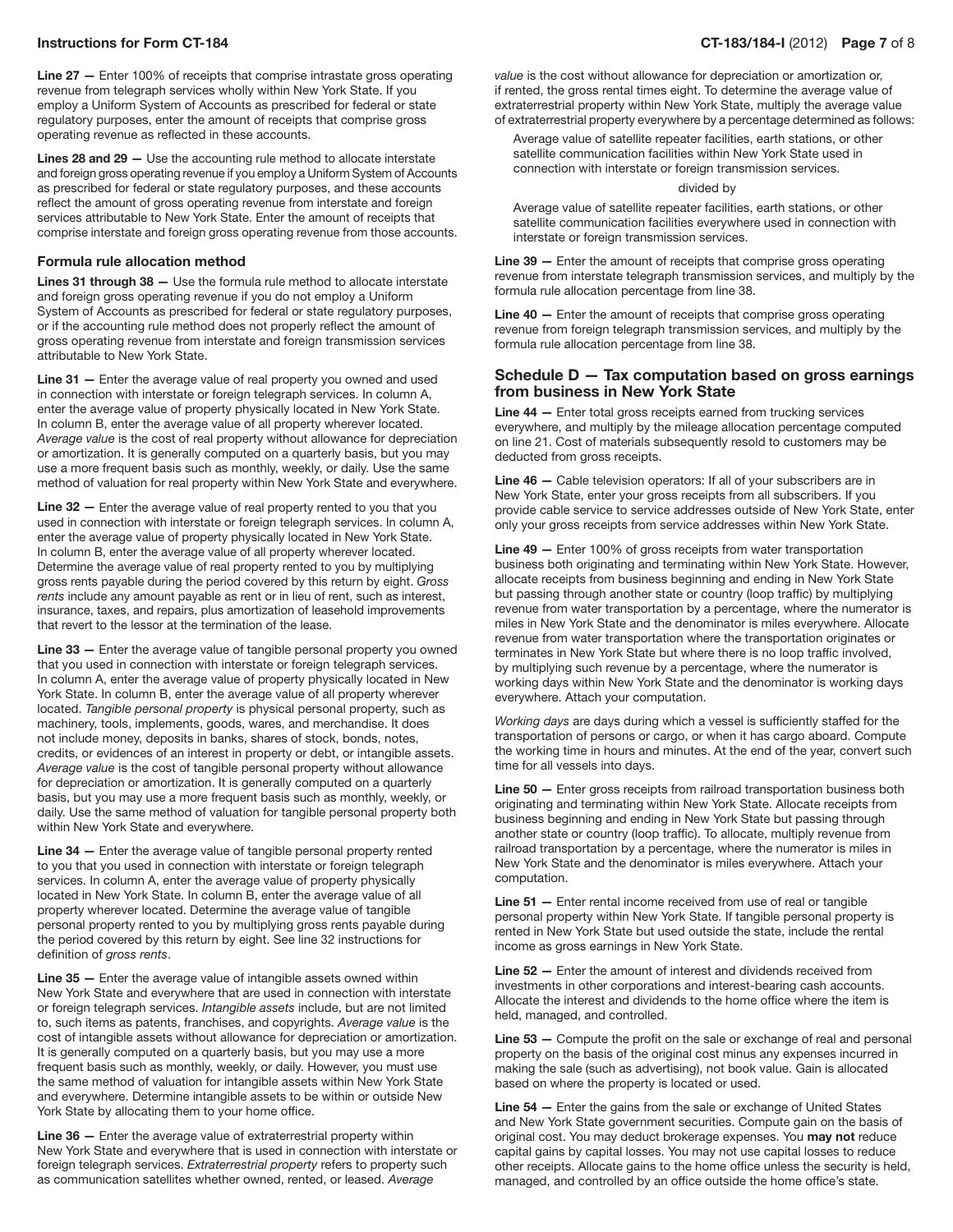**Line 27 —** Enter 100% of receipts that comprise intrastate gross operating revenue from telegraph services wholly within New York State. If you employ a Uniform System of Accounts as prescribed for federal or state regulatory purposes, enter the amount of receipts that comprise gross operating revenue as reflected in these accounts.

**Lines 28 and 29 —** Use the accounting rule method to allocate interstate and foreign gross operating revenue if you employ a Uniform System of Accounts as prescribed for federal or state regulatory purposes, and these accounts reflect the amount of gross operating revenue from interstate and foreign services attributable to New York State. Enter the amount of receipts that comprise interstate and foreign gross operating revenue from those accounts.

### Formula rule allocation method

**Lines 31 through 38 —** Use the formula rule method to allocate interstate and foreign gross operating revenue if you do not employ a Uniform System of Accounts as prescribed for federal or state regulatory purposes, or if the accounting rule method does not properly reflect the amount of gross operating revenue from interstate and foreign transmission services attributable to New York State.

**Line 31 —** Enter the average value of real property you owned and used in connection with interstate or foreign telegraph services. In column A, enter the average value of property physically located in New York State. In column B, enter the average value of all property wherever located. *Average value* is the cost of real property without allowance for depreciation or amortization. It is generally computed on a quarterly basis, but you may use a more frequent basis such as monthly, weekly, or daily. Use the same method of valuation for real property within New York State and everywhere.

**Line 32 —** Enter the average value of real property rented to you that you used in connection with interstate or foreign telegraph services. In column A, enter the average value of property physically located in New York State. In column B, enter the average value of all property wherever located. Determine the average value of real property rented to you by multiplying gross rents payable during the period covered by this return by eight. *Gross rents* include any amount payable as rent or in lieu of rent, such as interest, insurance, taxes, and repairs, plus amortization of leasehold improvements that revert to the lessor at the termination of the lease.

**Line 33 —** Enter the average value of tangible personal property you owned that you used in connection with interstate or foreign telegraph services. In column A, enter the average value of property physically located in New York State. In column B, enter the average value of all property wherever located. *Tangible personal property* is physical personal property, such as machinery, tools, implements, goods, wares, and merchandise. It does not include money, deposits in banks, shares of stock, bonds, notes, credits, or evidences of an interest in property or debt, or intangible assets. *Average value* is the cost of tangible personal property without allowance for depreciation or amortization. It is generally computed on a quarterly basis, but you may use a more frequent basis such as monthly, weekly, or daily. Use the same method of valuation for tangible personal property both within New York State and everywhere.

**Line 34 —** Enter the average value of tangible personal property rented to you that you used in connection with interstate or foreign telegraph services. In column A, enter the average value of property physically located in New York State. In column B, enter the average value of all property wherever located. Determine the average value of tangible personal property rented to you by multiplying gross rents payable during the period covered by this return by eight. See line 32 instructions for definition of *gross rents*.

**Line 35 —** Enter the average value of intangible assets owned within New York State and everywhere that are used in connection with interstate or foreign telegraph services. *Intangible assets* include, but are not limited to, such items as patents, franchises, and copyrights. *Average value* is the cost of intangible assets without allowance for depreciation or amortization. It is generally computed on a quarterly basis, but you may use a more frequent basis such as monthly, weekly, or daily. However, you must use the same method of valuation for intangible assets within New York State and everywhere. Determine intangible assets to be within or outside New York State by allocating them to your home office.

**Line 36 —** Enter the average value of extraterrestrial property within New York State and everywhere that is used in connection with interstate or foreign telegraph services. *Extraterrestrial property* refers to property such as communication satellites whether owned, rented, or leased. *Average value* is the cost without allowance for depreciation or amortization or, if rented, the gross rental times eight. To determine the average value of extraterrestrial property within New York State, multiply the average value of extraterrestrial property everywhere by a percentage determined as follows:

Average value of satellite repeater facilities, earth stations, or other satellite communication facilities within New York State used in connection with interstate or foreign transmission services.

divided by

Average value of satellite repeater facilities, earth stations, or other satellite communication facilities everywhere used in connection with interstate or foreign transmission services.

**Line 39 —** Enter the amount of receipts that comprise gross operating revenue from interstate telegraph transmission services, and multiply by the formula rule allocation percentage from line 38.

**Line 40 —** Enter the amount of receipts that comprise gross operating revenue from foreign telegraph transmission services, and multiply by the formula rule allocation percentage from line 38.

## Schedule D — Tax computation based on gross earnings from business in New York State

**Line 44 —** Enter total gross receipts earned from trucking services everywhere, and multiply by the mileage allocation percentage computed on line 21. Cost of materials subsequently resold to customers may be deducted from gross receipts.

**Line 46 —** Cable television operators: If all of your subscribers are in New York State, enter your gross receipts from all subscribers. If you provide cable service to service addresses outside of New York State, enter only your gross receipts from service addresses within New York State.

**Line 49 —** Enter 100% of gross receipts from water transportation business both originating and terminating within New York State. However, allocate receipts from business beginning and ending in New York State but passing through another state or country (loop traffic) by multiplying revenue from water transportation by a percentage, where the numerator is miles in New York State and the denominator is miles everywhere. Allocate revenue from water transportation where the transportation originates or terminates in New York State but where there is no loop traffic involved, by multiplying such revenue by a percentage, where the numerator is working days within New York State and the denominator is working days everywhere. Attach your computation.

*Working days* are days during which a vessel is sufficiently staffed for the transportation of persons or cargo, or when it has cargo aboard. Compute the working time in hours and minutes. At the end of the year, convert such time for all vessels into days.

**Line 50 —** Enter gross receipts from railroad transportation business both originating and terminating within New York State. Allocate receipts from business beginning and ending in New York State but passing through another state or country (loop traffic). To allocate, multiply revenue from railroad transportation by a percentage, where the numerator is miles in New York State and the denominator is miles everywhere. Attach your computation.

**Line 51 —** Enter rental income received from use of real or tangible personal property within New York State. If tangible personal property is rented in New York State but used outside the state, include the rental income as gross earnings in New York State.

**Line 52 —** Enter the amount of interest and dividends received from investments in other corporations and interest-bearing cash accounts. Allocate the interest and dividends to the home office where the item is held, managed, and controlled.

**Line 53 —** Compute the profit on the sale or exchange of real and personal property on the basis of the original cost minus any expenses incurred in making the sale (such as advertising), not book value. Gain is allocated based on where the property is located or used.

**Line 54 —** Enter the gains from the sale or exchange of United States and New York State government securities. Compute gain on the basis of original cost. You may deduct brokerage expenses. You **may not** reduce capital gains by capital losses. You may not use capital losses to reduce other receipts. Allocate gains to the home office unless the security is held, managed, and controlled by an office outside the home office's state.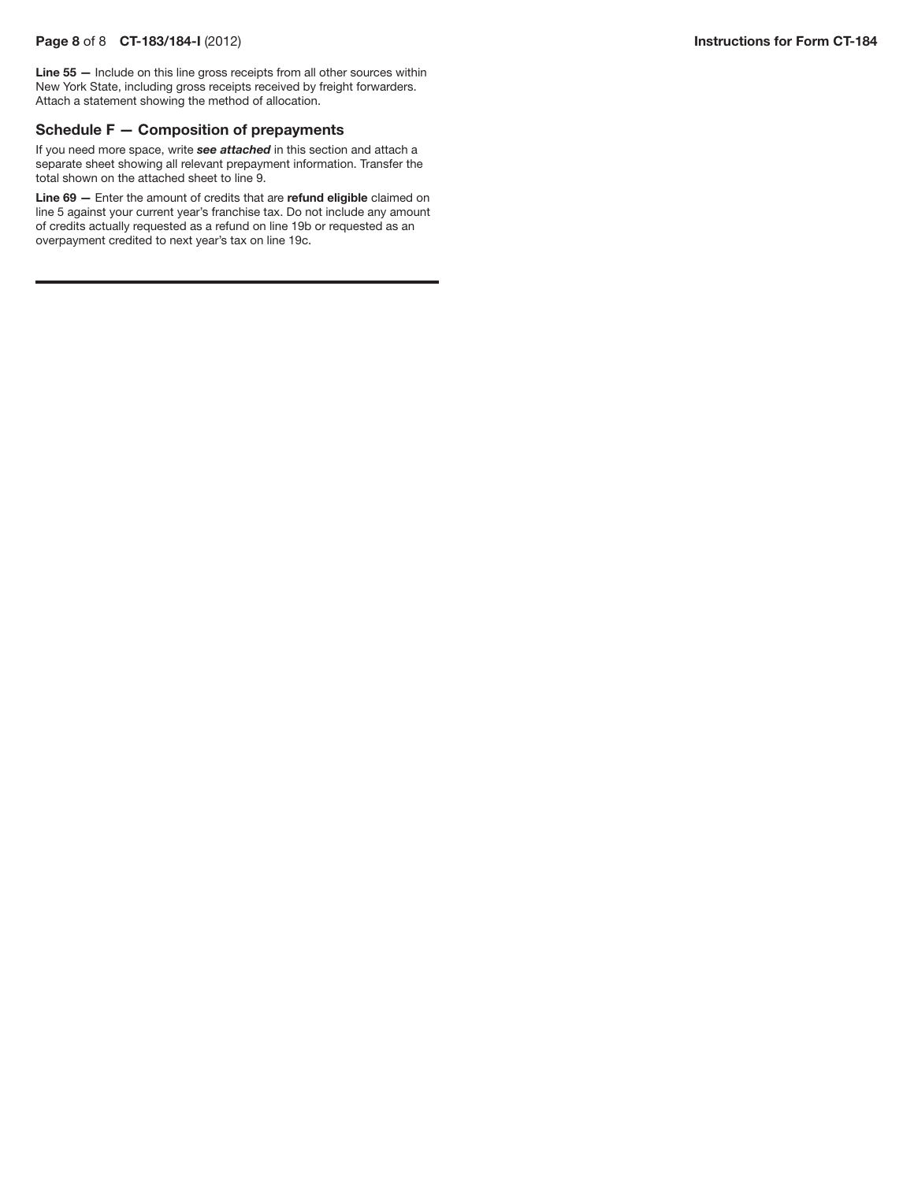**Line 55 —** Include on this line gross receipts from all other sources within New York State, including gross receipts received by freight forwarders. Attach a statement showing the method of allocation.

## Schedule F — Composition of prepayments

If you need more space, write ***see attached*** in this section and attach a separate sheet showing all relevant prepayment information. Transfer the total shown on the attached sheet to line 9.

**Line 69 —** Enter the amount of credits that are **refund eligible** claimed on line 5 against your current year's franchise tax. Do not include any amount of credits actually requested as a refund on line 19b or requested as an overpayment credited to next year's tax on line 19c.